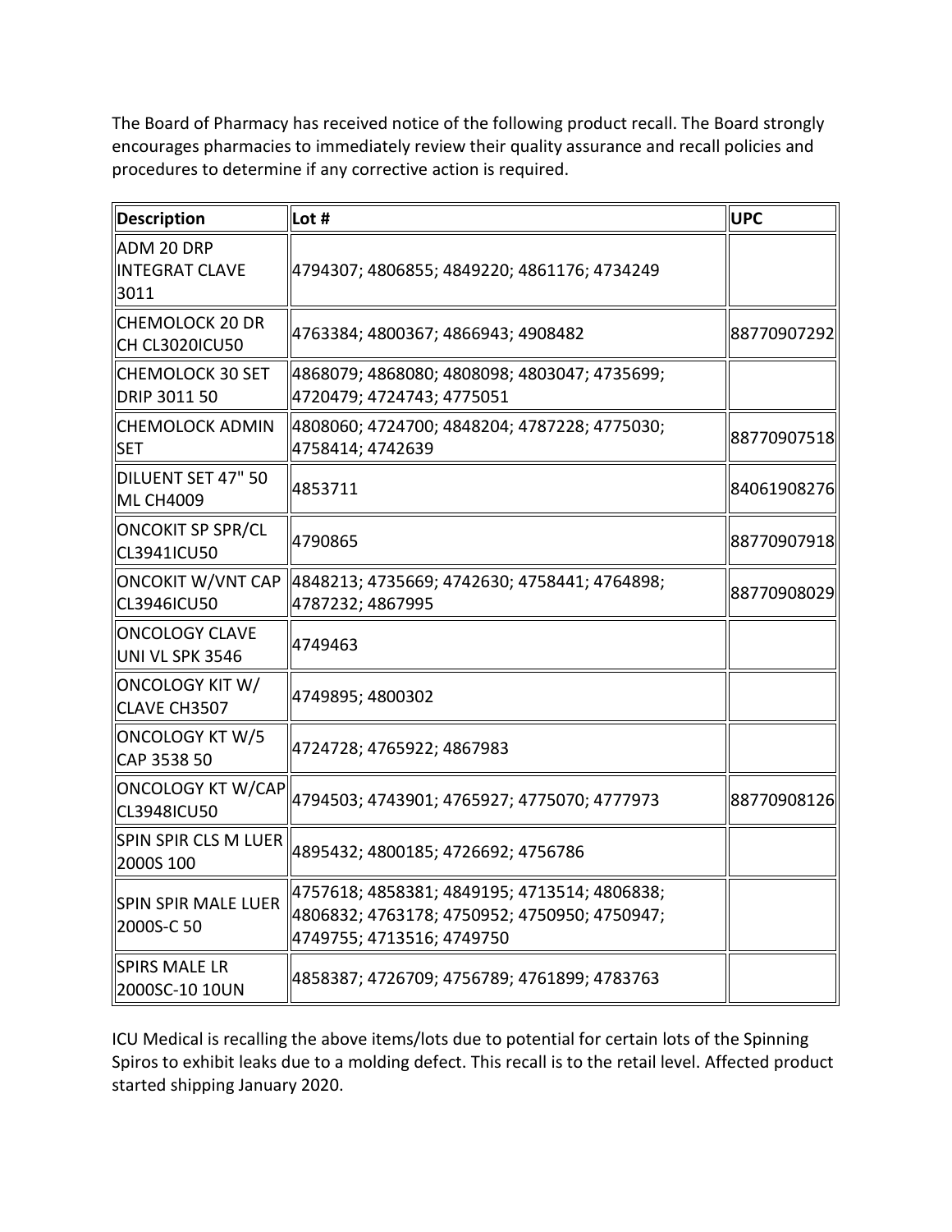The Board of Pharmacy has received notice of the following product recall. The Board strongly encourages pharmacies to immediately review their quality assurance and recall policies and procedures to determine if any corrective action is required.

| Description | Lot # | UPC |
|---|---|---|
| ADM 20 DRP INTEGRAT CLAVE 3011 | 4794307; 4806855; 4849220; 4861176; 4734249 | |
| CHEMOLOCK 20 DR CH CL3020ICU50 | 4763384; 4800367; 4866943; 4908482 | 88770907292 |
| CHEMOLOCK 30 SET DRIP 3011 50 | 4868079; 4868080; 4808098; 4803047; 4735699; 4720479; 4724743; 4775051 | |
| CHEMOLOCK ADMIN SET | 4808060; 4724700; 4848204; 4787228; 4775030; 4758414; 4742639 | 88770907518 |
| DILUENT SET 47" 50 ML CH4009 | 4853711 | 84061908276 |
| ONCOKIT SP SPR/CL CL3941ICU50 | 4790865 | 88770907918 |
| ONCOKIT W/VNT CAP CL3946ICU50 | 4848213; 4735669; 4742630; 4758441; 4764898; 4787232; 4867995 | 88770908029 |
| ONCOLOGY CLAVE UNI VL SPK 3546 | 4749463 | |
| ONCOLOGY KIT W/ CLAVE CH3507 | 4749895; 4800302 | |
| ONCOLOGY KT W/5 CAP 3538 50 | 4724728; 4765922; 4867983 | |
| ONCOLOGY KT W/CAP CL3948ICU50 | 4794503; 4743901; 4765927; 4775070; 4777973 | 88770908126 |
| SPIN SPIR CLS M LUER 2000S 100 | 4895432; 4800185; 4726692; 4756786 | |
| SPIN SPIR MALE LUER 2000S-C 50 | 4757618; 4858381; 4849195; 4713514; 4806838; 4806832; 4763178; 4750952; 4750950; 4750947; 4749755; 4713516; 4749750 | |
| SPIRS MALE LR 2000SC-10 10UN | 4858387; 4726709; 4756789; 4761899; 4783763 | |

ICU Medical is recalling the above items/lots due to potential for certain lots of the Spinning Spiros to exhibit leaks due to a molding defect. This recall is to the retail level. Affected product started shipping January 2020.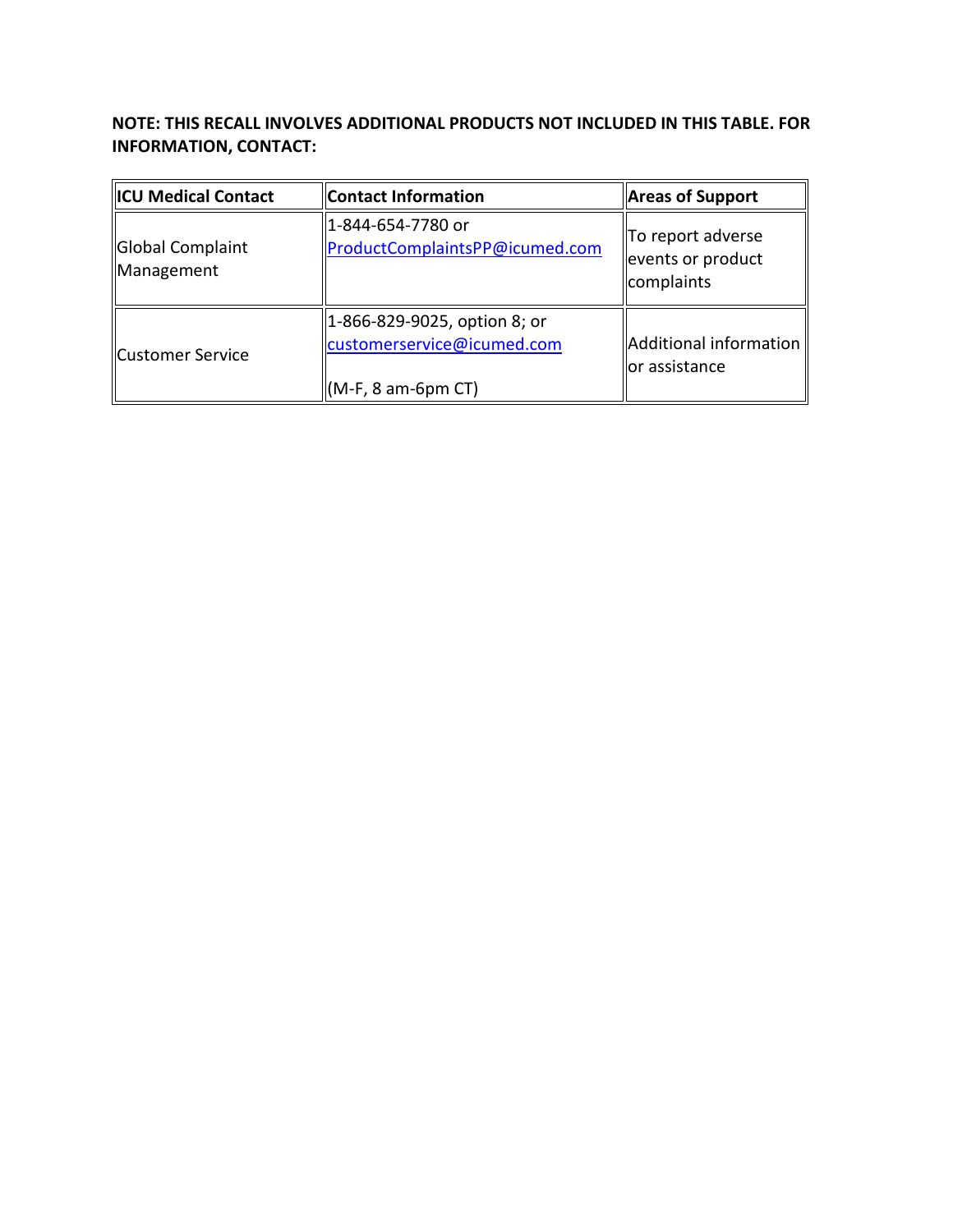**NOTE: THIS RECALL INVOLVES ADDITIONAL PRODUCTS NOT INCLUDED IN THIS TABLE. FOR INFORMATION, CONTACT:**

| ICU Medical Contact | Contact Information | Areas of Support |
| --- | --- | --- |
| Global Complaint Management | 1-844-654-7780 or ProductComplaintsPP@icumed.com | To report adverse events or product complaints |
| Customer Service | 1-866-829-9025, option 8; or customerservice@icumed.com (M-F, 8 am-6pm CT) | Additional information or assistance |